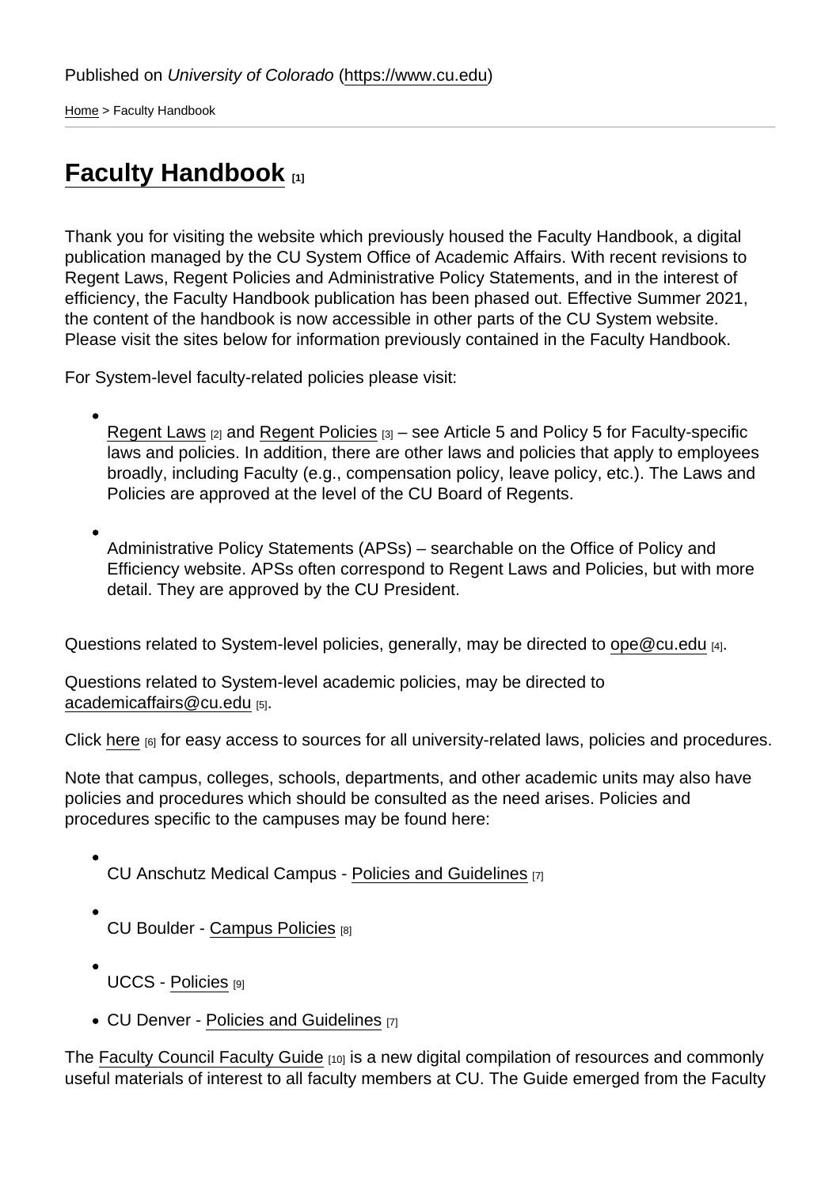Published on *University of Colorado* (https://www.cu.edu)

Home > Faculty Handbook

# Faculty Handbook [1]

Thank you for visiting the website which previously housed the Faculty Handbook, a digital publication managed by the CU System Office of Academic Affairs. With recent revisions to Regent Laws, Regent Policies and Administrative Policy Statements, and in the interest of efficiency, the Faculty Handbook publication has been phased out. Effective Summer 2021, the content of the handbook is now accessible in other parts of the CU System website. Please visit the sites below for information previously contained in the Faculty Handbook.

For System-level faculty-related policies please visit:

- Regent Laws [2] and Regent Policies [3] – see Article 5 and Policy 5 for Faculty-specific laws and policies. In addition, there are other laws and policies that apply to employees broadly, including Faculty (e.g., compensation policy, leave policy, etc.). The Laws and Policies are approved at the level of the CU Board of Regents.
- Administrative Policy Statements (APSs) – searchable on the Office of Policy and Efficiency website. APSs often correspond to Regent Laws and Policies, but with more detail. They are approved by the CU President.

Questions related to System-level policies, generally, may be directed to ope@cu.edu [4].

Questions related to System-level academic policies, may be directed to academicaffairs@cu.edu [5].

Click here [6] for easy access to sources for all university-related laws, policies and procedures.

Note that campus, colleges, schools, departments, and other academic units may also have policies and procedures which should be consulted as the need arises. Policies and procedures specific to the campuses may be found here:

- CU Anschutz Medical Campus - Policies and Guidelines [7]
- CU Boulder - Campus Policies [8]
- UCCS - Policies [9]
- CU Denver - Policies and Guidelines [7]

The Faculty Council Faculty Guide [10] is a new digital compilation of resources and commonly useful materials of interest to all faculty members at CU. The Guide emerged from the Faculty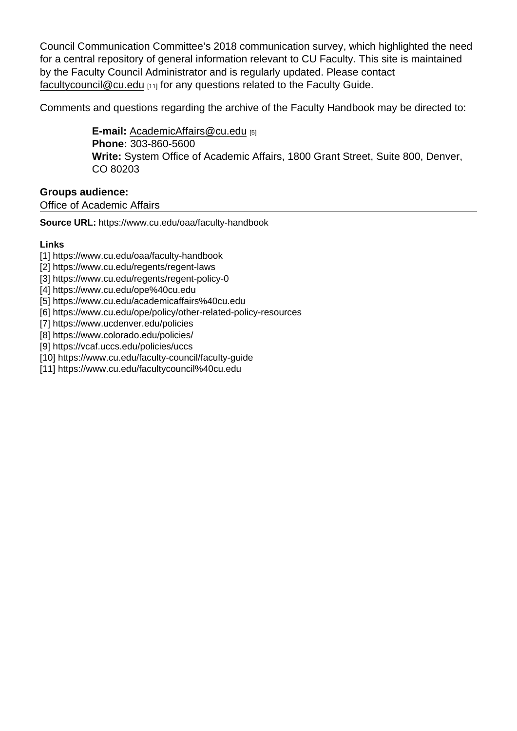Council Communication Committee's 2018 communication survey, which highlighted the need for a central repository of general information relevant to CU Faculty. This site is maintained by the Faculty Council Administrator and is regularly updated. Please contact facultycouncil@cu.edu [11] for any questions related to the Faculty Guide.

Comments and questions regarding the archive of the Faculty Handbook may be directed to:

> **E-mail:** AcademicAffairs@cu.edu [5]
> **Phone:** 303-860-5600
> **Write:** System Office of Academic Affairs, 1800 Grant Street, Suite 800, Denver, CO 80203

**Groups audience:**
Office of Academic Affairs

---

**Source URL:** https://www.cu.edu/oaa/faculty-handbook

**Links**
[1] https://www.cu.edu/oaa/faculty-handbook
[2] https://www.cu.edu/regents/regent-laws
[3] https://www.cu.edu/regents/regent-policy-0
[4] https://www.cu.edu/ope%40cu.edu
[5] https://www.cu.edu/academicaffairs%40cu.edu
[6] https://www.cu.edu/ope/policy/other-related-policy-resources
[7] https://www.ucdenver.edu/policies
[8] https://www.colorado.edu/policies/
[9] https://vcaf.uccs.edu/policies/uccs
[10] https://www.cu.edu/faculty-council/faculty-guide
[11] https://www.cu.edu/facultycouncil%40cu.edu